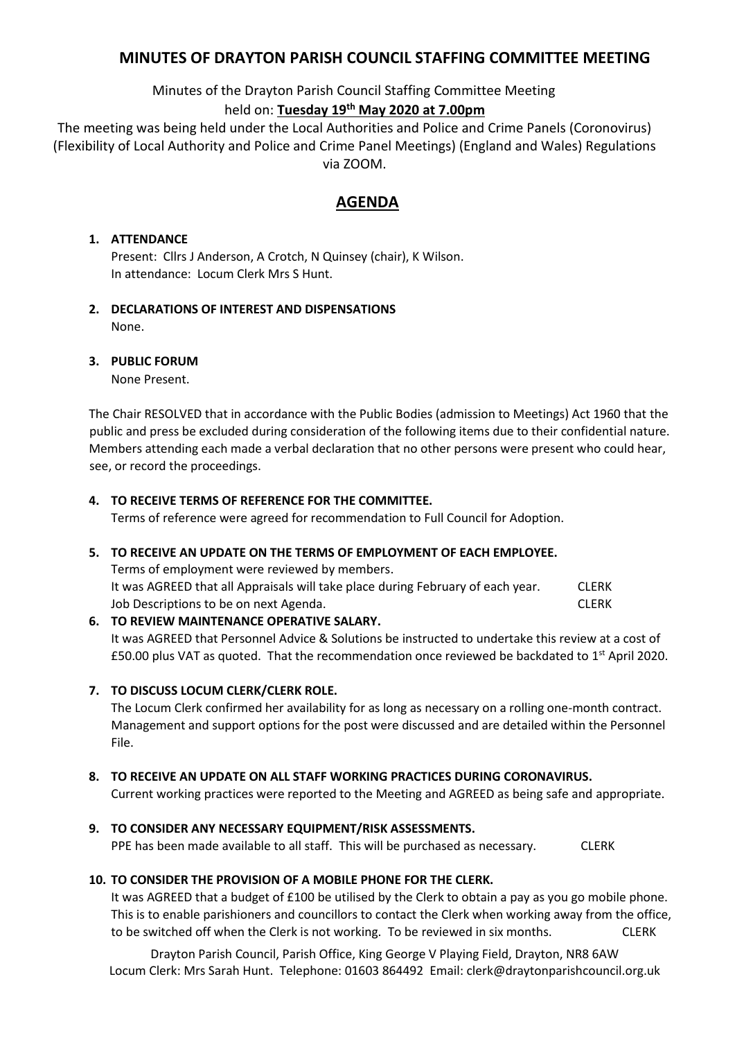# MINUTES OF DRAYTON PARISH COUNCIL STAFFING COMMITTEE MEETING

Minutes of the Drayton Parish Council Staffing Committee Meeting
held on: **Tuesday 19th May 2020 at 7.00pm**

The meeting was being held under the Local Authorities and Police and Crime Panels (Coronovirus) (Flexibility of Local Authority and Police and Crime Panel Meetings) (England and Wales) Regulations via ZOOM.

## AGENDA

1. **ATTENDANCE**
   Present: Cllrs J Anderson, A Crotch, N Quinsey (chair), K Wilson.
   In attendance: Locum Clerk Mrs S Hunt.

2. **DECLARATIONS OF INTEREST AND DISPENSATIONS**
   None.

3. **PUBLIC FORUM**
   None Present.

The Chair RESOLVED that in accordance with the Public Bodies (admission to Meetings) Act 1960 that the public and press be excluded during consideration of the following items due to their confidential nature. Members attending each made a verbal declaration that no other persons were present who could hear, see, or record the proceedings.

4. **TO RECEIVE TERMS OF REFERENCE FOR THE COMMITTEE.**
   Terms of reference were agreed for recommendation to Full Council for Adoption.

5. **TO RECEIVE AN UPDATE ON THE TERMS OF EMPLOYMENT OF EACH EMPLOYEE.**
   Terms of employment were reviewed by members.
   It was AGREED that all Appraisals will take place during February of each year. CLERK
   Job Descriptions to be on next Agenda. CLERK

6. **TO REVIEW MAINTENANCE OPERATIVE SALARY.**
   It was AGREED that Personnel Advice & Solutions be instructed to undertake this review at a cost of £50.00 plus VAT as quoted. That the recommendation once reviewed be backdated to 1st April 2020.

7. **TO DISCUSS LOCUM CLERK/CLERK ROLE.**
   The Locum Clerk confirmed her availability for as long as necessary on a rolling one-month contract. Management and support options for the post were discussed and are detailed within the Personnel File.

8. **TO RECEIVE AN UPDATE ON ALL STAFF WORKING PRACTICES DURING CORONAVIRUS.**
   Current working practices were reported to the Meeting and AGREED as being safe and appropriate.

9. **TO CONSIDER ANY NECESSARY EQUIPMENT/RISK ASSESSMENTS.**
   PPE has been made available to all staff. This will be purchased as necessary. CLERK

10. **TO CONSIDER THE PROVISION OF A MOBILE PHONE FOR THE CLERK.**
    It was AGREED that a budget of £100 be utilised by the Clerk to obtain a pay as you go mobile phone. This is to enable parishioners and councillors to contact the Clerk when working away from the office, to be switched off when the Clerk is not working. To be reviewed in six months. CLERK

Drayton Parish Council, Parish Office, King George V Playing Field, Drayton, NR8 6AW
Locum Clerk: Mrs Sarah Hunt. Telephone: 01603 864492 Email: clerk@draytonparishcouncil.org.uk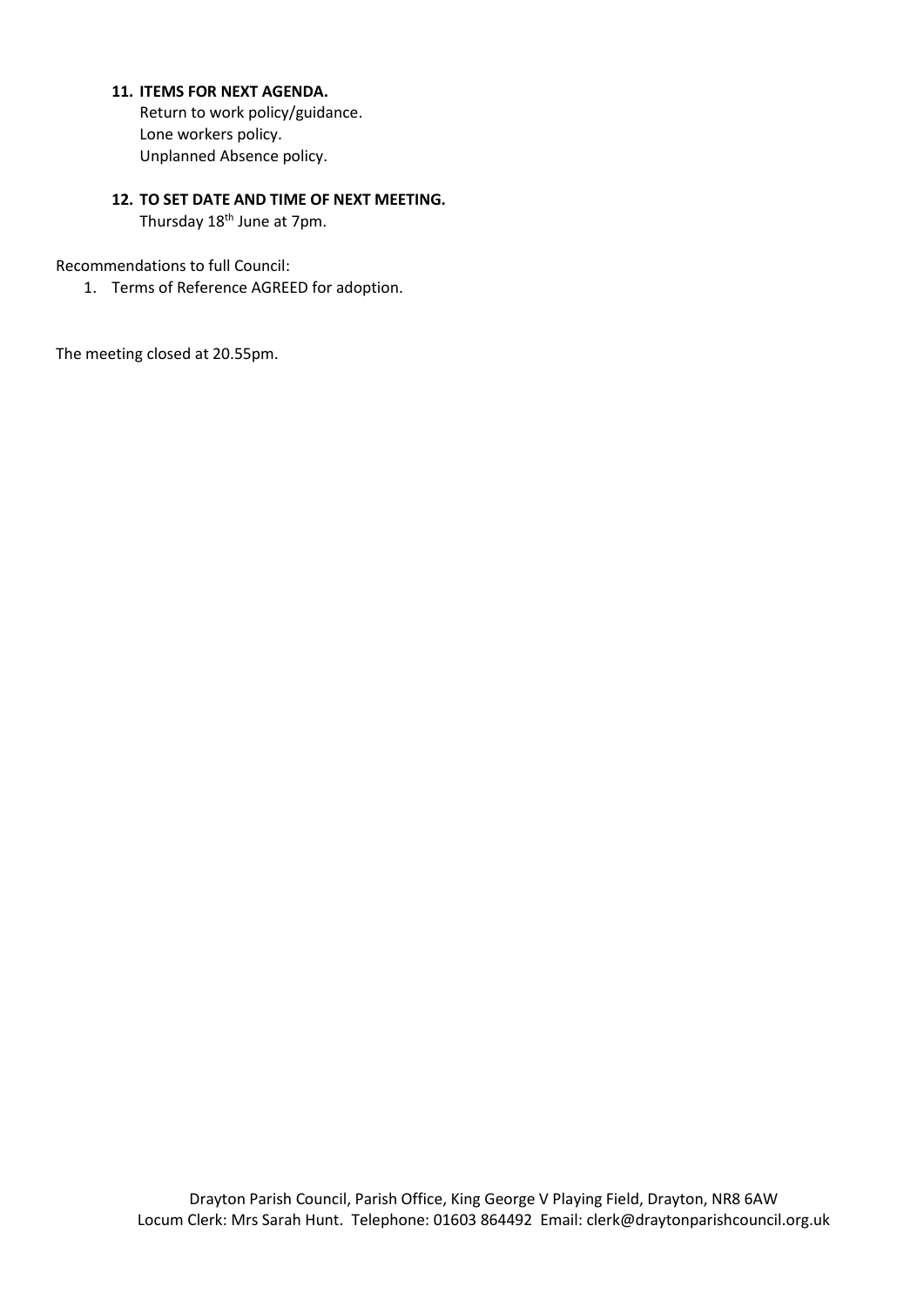11. **ITEMS FOR NEXT AGENDA.**
    Return to work policy/guidance.
    Lone workers policy.
    Unplanned Absence policy.

12. **TO SET DATE AND TIME OF NEXT MEETING.**
    Thursday 18th June at 7pm.

Recommendations to full Council:

1. Terms of Reference AGREED for adoption.

The meeting closed at 20.55pm.